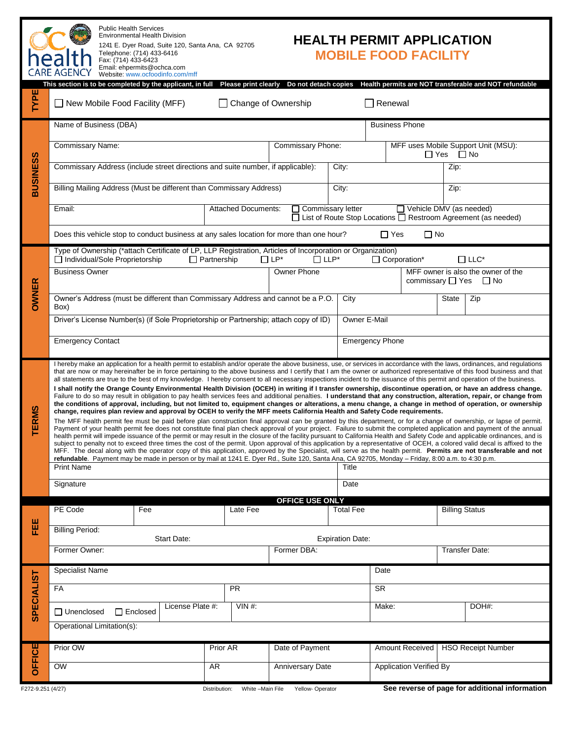Public Health Services
Environmental Health Division
1241 E. Dyer Road, Suite 120, Santa Ana, CA 92705
Telephone: (714) 433-6416
Fax: (714) 433-6423
Email: ehpermits@ochca.com
Website: www.ocfoodinfo.com/mff

# HEALTH PERMIT APPLICATION

## MOBILE FOOD FACILITY

**This section is to be completed by the applicant, in full  Please print clearly  Do not detach copies  Health permits are NOT transferable and NOT refundable**

### TYPE

☐ New Mobile Food Facility (MFF)  ☐ Change of Ownership  ☐ Renewal

### BUSINESS

| | | | |
|---|---|---|---|
| Name of Business (DBA) | | | Business Phone |
| Commissary Name: | Commissary Phone: | | MFF uses Mobile Support Unit (MSU): ☐ Yes ☐ No |
| Commissary Address (include street directions and suite number, if applicable): | City: | | Zip: |
| Billing Mailing Address (Must be different than Commissary Address) | City: | | Zip: |
| Email: | Attached Documents: ☐ Commissary letter ☐ Vehicle DMV (as needed) ☐ List of Route Stop Locations ☐ Restroom Agreement (as needed) | | |

Does this vehicle stop to conduct business at any sales location for more than one hour? ☐ Yes ☐ No

### OWNER

Type of Ownership (*attach Certificate of LP, LLP Registration, Articles of Incorporation or Organization)
☐ Individual/Sole Proprietorship ☐ Partnership ☐ LP* ☐ LLP* ☐ Corporation* ☐ LLC*

| | | | |
|---|---|---|---|
| Business Owner | Owner Phone | | MFF owner is also the owner of the commissary ☐ Yes ☐ No |
| Owner's Address (must be different than Commissary Address and cannot be a P.O. Box) | City | State | Zip |
| Driver's License Number(s) (if Sole Proprietorship or Partnership; attach copy of ID) | Owner E-Mail | | |
| Emergency Contact | Emergency Phone | | |

### TERMS

I hereby make an application for a health permit to establish and/or operate the above business, use, or services in accordance with the laws, ordinances, and regulations that are now or may hereinafter be in force pertaining to the above business and I certify that I am the owner or authorized representative of this food business and that all statements are true to the best of my knowledge. I hereby consent to all necessary inspections incident to the issuance of this permit and operation of the business.

**I shall notify the Orange County Environmental Health Division (OCEH) in writing if I transfer ownership, discontinue operation, or have an address change.** Failure to do so may result in obligation to pay health services fees and additional penalties. **I understand that any construction, alteration, repair, or change from the conditions of approval, including, but not limited to, equipment changes or alterations, a menu change, a change in method of operation, or ownership change, requires plan review and approval by OCEH to verify the MFF meets California Health and Safety Code requirements.**

The MFF health permit fee must be paid before plan construction final approval can be granted by this department, or for a change of ownership, or lapse of permit. Payment of your health permit fee does not constitute final plan check approval of your project. Failure to submit the completed application and payment of the annual health permit will impede issuance of the permit or may result in the closure of the facility pursuant to California Health and Safety Code and applicable ordinances, and is subject to penalty not to exceed three times the cost of the permit. Upon approval of this application by a representative of OCEH, a colored valid decal is affixed to the MFF. The decal along with the operator copy of this application, approved by the Specialist, will serve as the health permit. **Permits are not transferable and not refundable**. Payment may be made in person or by mail at 1241 E. Dyer Rd., Suite 120, Santa Ana, CA 92705, Monday – Friday, 8:00 a.m. to 4:30 p.m.

| | |
|---|---|
| Print Name | Title |
| Signature | Date |

**OFFICE USE ONLY**

### FEE

| | | | | |
|---|---|---|---|---|
| PE Code | Fee | Late Fee | Total Fee | Billing Status |
| Billing Period: Start Date: | | | Expiration Date: | |
| Former Owner: | | Former DBA: | | Transfer Date: |

### SPECIALIST

| | | | | |
|---|---|---|---|---|
| Specialist Name | | | Date | |
| FA | | PR | SR | |
| ☐ Unenclosed ☐ Enclosed | License Plate #: | VIN #: | Make: | DOH#: |
| Operational Limitation(s): | | | | |

### OFFICE

| | | | | |
|---|---|---|---|---|
| Prior OW | Prior AR | Date of Payment | Amount Received | HSO Receipt Number |
| OW | AR | Anniversary Date | Application Verified By | |

F272-9.251 (4/27)  Distribution: White –Main File  Yellow- Operator  **See reverse of page for additional information**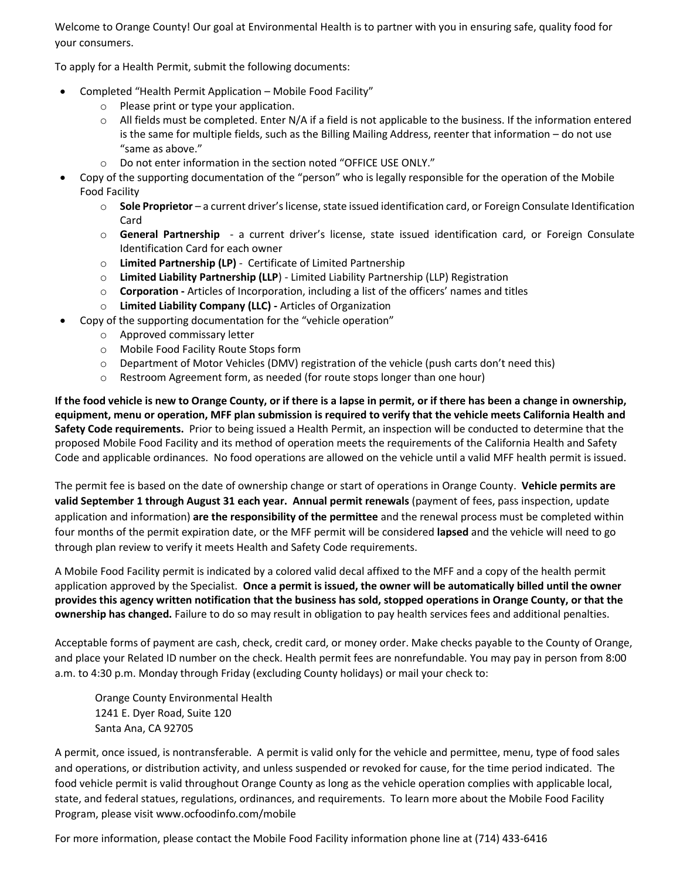Welcome to Orange County! Our goal at Environmental Health is to partner with you in ensuring safe, quality food for your consumers.

To apply for a Health Permit, submit the following documents:

- Completed "Health Permit Application – Mobile Food Facility"
  - Please print or type your application.
  - All fields must be completed. Enter N/A if a field is not applicable to the business. If the information entered is the same for multiple fields, such as the Billing Mailing Address, reenter that information – do not use "same as above."
  - Do not enter information in the section noted "OFFICE USE ONLY."
- Copy of the supporting documentation of the "person" who is legally responsible for the operation of the Mobile Food Facility
  - **Sole Proprietor** – a current driver's license, state issued identification card, or Foreign Consulate Identification Card
  - **General Partnership** - a current driver's license, state issued identification card, or Foreign Consulate Identification Card for each owner
  - **Limited Partnership (LP)** - Certificate of Limited Partnership
  - **Limited Liability Partnership (LLP)** - Limited Liability Partnership (LLP) Registration
  - **Corporation -** Articles of Incorporation, including a list of the officers' names and titles
  - **Limited Liability Company (LLC) -** Articles of Organization
- Copy of the supporting documentation for the "vehicle operation"
  - Approved commissary letter
  - Mobile Food Facility Route Stops form
  - Department of Motor Vehicles (DMV) registration of the vehicle (push carts don't need this)
  - Restroom Agreement form, as needed (for route stops longer than one hour)

**If the food vehicle is new to Orange County, or if there is a lapse in permit, or if there has been a change in ownership, equipment, menu or operation, MFF plan submission is required to verify that the vehicle meets California Health and Safety Code requirements.** Prior to being issued a Health Permit, an inspection will be conducted to determine that the proposed Mobile Food Facility and its method of operation meets the requirements of the California Health and Safety Code and applicable ordinances. No food operations are allowed on the vehicle until a valid MFF health permit is issued.

The permit fee is based on the date of ownership change or start of operations in Orange County. **Vehicle permits are valid September 1 through August 31 each year. Annual permit renewals** (payment of fees, pass inspection, update application and information) **are the responsibility of the permittee** and the renewal process must be completed within four months of the permit expiration date, or the MFF permit will be considered **lapsed** and the vehicle will need to go through plan review to verify it meets Health and Safety Code requirements.

A Mobile Food Facility permit is indicated by a colored valid decal affixed to the MFF and a copy of the health permit application approved by the Specialist. **Once a permit is issued, the owner will be automatically billed until the owner provides this agency written notification that the business has sold, stopped operations in Orange County, or that the ownership has changed.** Failure to do so may result in obligation to pay health services fees and additional penalties.

Acceptable forms of payment are cash, check, credit card, or money order. Make checks payable to the County of Orange, and place your Related ID number on the check. Health permit fees are nonrefundable. You may pay in person from 8:00 a.m. to 4:30 p.m. Monday through Friday (excluding County holidays) or mail your check to:

Orange County Environmental Health
1241 E. Dyer Road, Suite 120
Santa Ana, CA 92705

A permit, once issued, is nontransferable. A permit is valid only for the vehicle and permittee, menu, type of food sales and operations, or distribution activity, and unless suspended or revoked for cause, for the time period indicated. The food vehicle permit is valid throughout Orange County as long as the vehicle operation complies with applicable local, state, and federal statues, regulations, ordinances, and requirements. To learn more about the Mobile Food Facility Program, please visit www.ocfoodinfo.com/mobile

For more information, please contact the Mobile Food Facility information phone line at (714) 433-6416